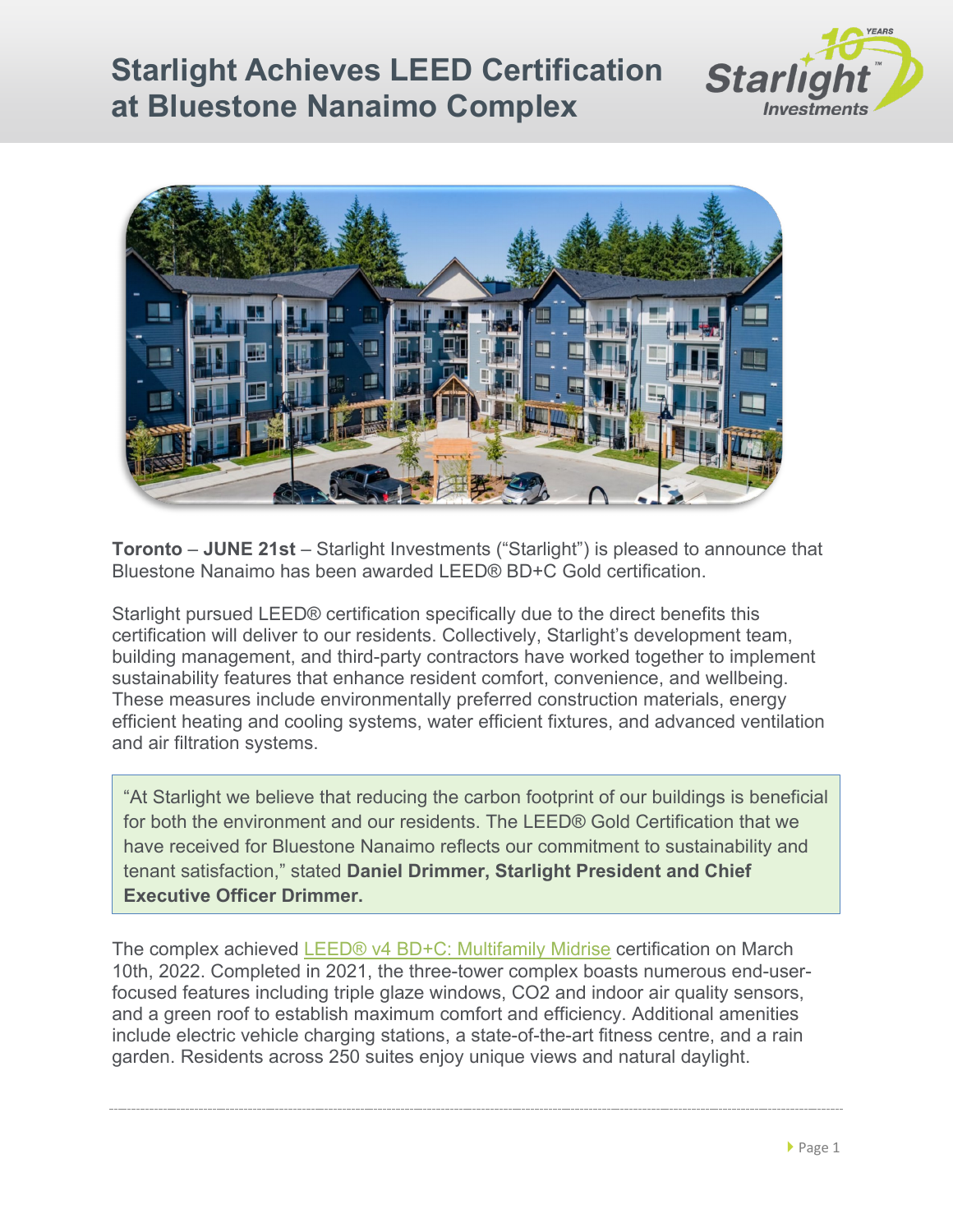# Starlight Achieves LEED Certification at Bluestone Nanaimo Complex

**Toronto** – **JUNE 21st** – Starlight Investments ("Starlight") is pleased to announce that Bluestone Nanaimo has been awarded LEED® BD+C Gold certification.

Starlight pursued LEED® certification specifically due to the direct benefits this certification will deliver to our residents. Collectively, Starlight's development team, building management, and third-party contractors have worked together to implement sustainability features that enhance resident comfort, convenience, and wellbeing. These measures include environmentally preferred construction materials, energy efficient heating and cooling systems, water efficient fixtures, and advanced ventilation and air filtration systems.

> "At Starlight we believe that reducing the carbon footprint of our buildings is beneficial for both the environment and our residents. The LEED® Gold Certification that we have received for Bluestone Nanaimo reflects our commitment to sustainability and tenant satisfaction," stated **Daniel Drimmer, Starlight President and Chief Executive Officer Drimmer.**

The complex achieved LEED® v4 BD+C: Multifamily Midrise certification on March 10th, 2022. Completed in 2021, the three-tower complex boasts numerous end-user-focused features including triple glaze windows, CO2 and indoor air quality sensors, and a green roof to establish maximum comfort and efficiency. Additional amenities include electric vehicle charging stations, a state-of-the-art fitness centre, and a rain garden. Residents across 250 suites enjoy unique views and natural daylight.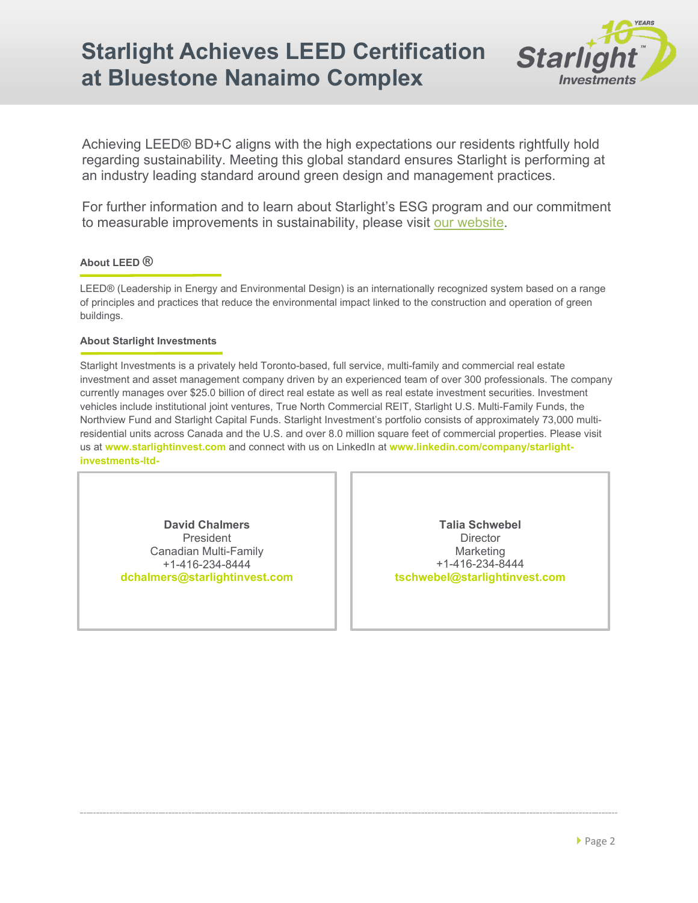# Starlight Achieves LEED Certification at Bluestone Nanaimo Complex

Achieving LEED® BD+C aligns with the high expectations our residents rightfully hold regarding sustainability. Meeting this global standard ensures Starlight is performing at an industry leading standard around green design and management practices.

For further information and to learn about Starlight's ESG program and our commitment to measurable improvements in sustainability, please visit our website.

**About LEED ®**

LEED® (Leadership in Energy and Environmental Design) is an internationally recognized system based on a range of principles and practices that reduce the environmental impact linked to the construction and operation of green buildings.

**About Starlight Investments**

Starlight Investments is a privately held Toronto-based, full service, multi-family and commercial real estate investment and asset management company driven by an experienced team of over 300 professionals. The company currently manages over $25.0 billion of direct real estate as well as real estate investment securities. Investment vehicles include institutional joint ventures, True North Commercial REIT, Starlight U.S. Multi-Family Funds, the Northview Fund and Starlight Capital Funds. Starlight Investment's portfolio consists of approximately 73,000 multi-residential units across Canada and the U.S. and over 8.0 million square feet of commercial properties. Please visit us at **www.starlightinvest.com** and connect with us on LinkedIn at **www.linkedin.com/company/starlight-investments-ltd-**

**David Chalmers**
President
Canadian Multi-Family
+1-416-234-8444
**dchalmers@starlightinvest.com**

**Talia Schwebel**
Director
Marketing
+1-416-234-8444
**tschwebel@starlightinvest.com**